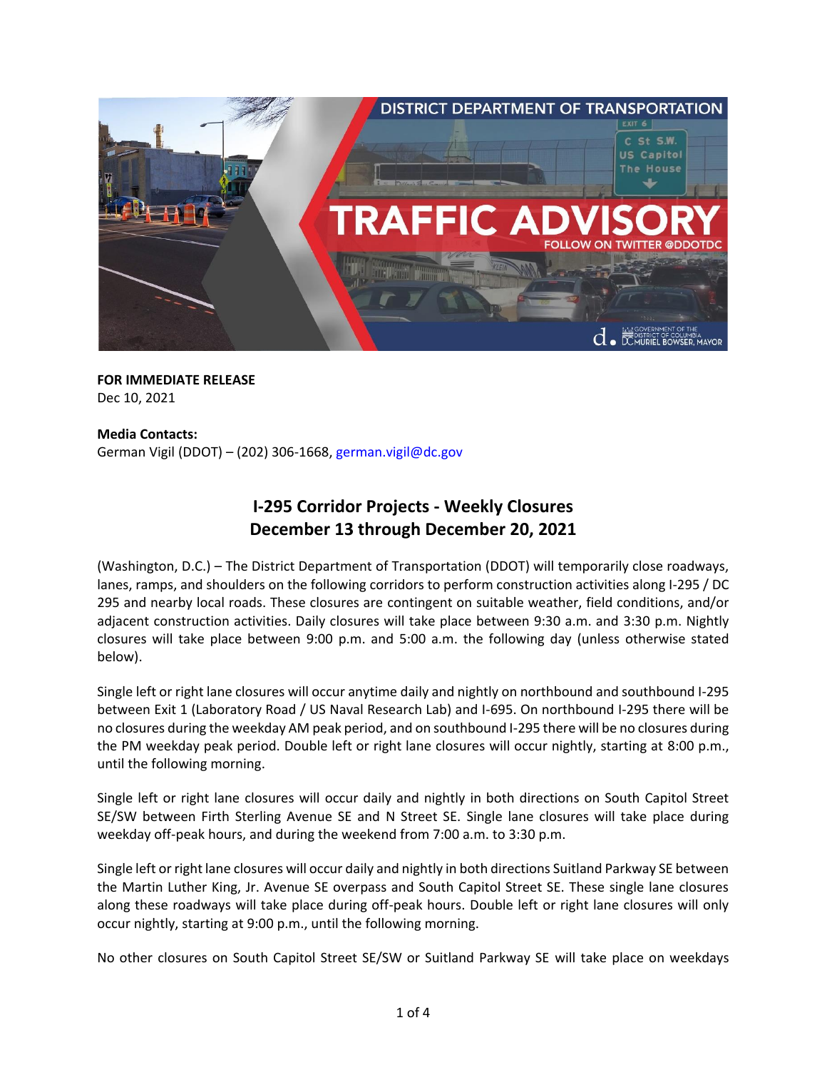**FOR IMMEDIATE RELEASE**
Dec 10, 2021

**Media Contacts:**
German Vigil (DDOT) – (202) 306-1668, german.vigil@dc.gov

## I-295 Corridor Projects - Weekly Closures
## December 13 through December 20, 2021

(Washington, D.C.) – The District Department of Transportation (DDOT) will temporarily close roadways, lanes, ramps, and shoulders on the following corridors to perform construction activities along I-295 / DC 295 and nearby local roads. These closures are contingent on suitable weather, field conditions, and/or adjacent construction activities. Daily closures will take place between 9:30 a.m. and 3:30 p.m. Nightly closures will take place between 9:00 p.m. and 5:00 a.m. the following day (unless otherwise stated below).

Single left or right lane closures will occur anytime daily and nightly on northbound and southbound I-295 between Exit 1 (Laboratory Road / US Naval Research Lab) and I-695. On northbound I-295 there will be no closures during the weekday AM peak period, and on southbound I-295 there will be no closures during the PM weekday peak period. Double left or right lane closures will occur nightly, starting at 8:00 p.m., until the following morning.

Single left or right lane closures will occur daily and nightly in both directions on South Capitol Street SE/SW between Firth Sterling Avenue SE and N Street SE. Single lane closures will take place during weekday off-peak hours, and during the weekend from 7:00 a.m. to 3:30 p.m.

Single left or right lane closures will occur daily and nightly in both directions Suitland Parkway SE between the Martin Luther King, Jr. Avenue SE overpass and South Capitol Street SE. These single lane closures along these roadways will take place during off-peak hours. Double left or right lane closures will only occur nightly, starting at 9:00 p.m., until the following morning.

No other closures on South Capitol Street SE/SW or Suitland Parkway SE will take place on weekdays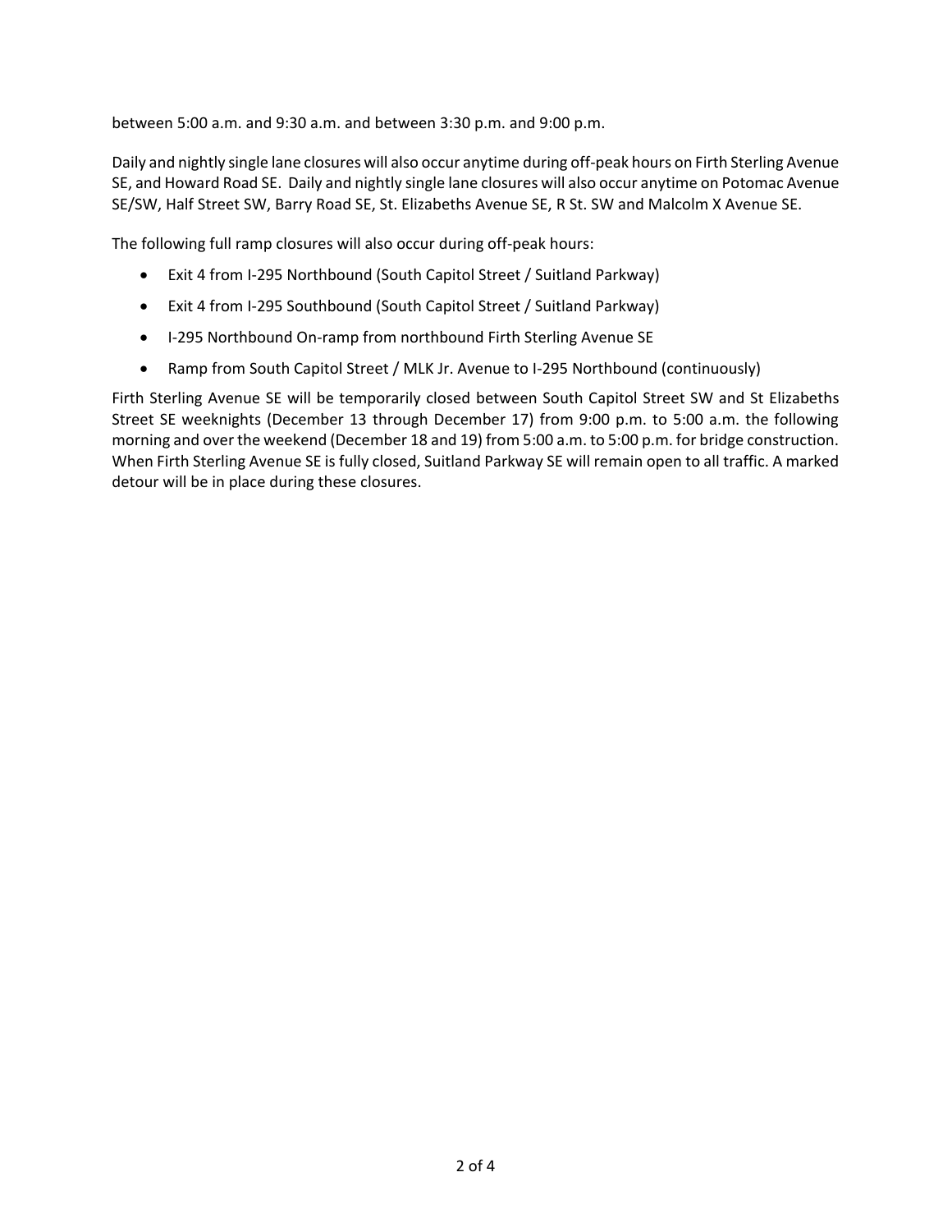between 5:00 a.m. and 9:30 a.m. and between 3:30 p.m. and 9:00 p.m.

Daily and nightly single lane closures will also occur anytime during off-peak hours on Firth Sterling Avenue SE, and Howard Road SE. Daily and nightly single lane closures will also occur anytime on Potomac Avenue SE/SW, Half Street SW, Barry Road SE, St. Elizabeths Avenue SE, R St. SW and Malcolm X Avenue SE.

The following full ramp closures will also occur during off-peak hours:

- Exit 4 from I-295 Northbound (South Capitol Street / Suitland Parkway)
- Exit 4 from I-295 Southbound (South Capitol Street / Suitland Parkway)
- I-295 Northbound On-ramp from northbound Firth Sterling Avenue SE
- Ramp from South Capitol Street / MLK Jr. Avenue to I-295 Northbound (continuously)

Firth Sterling Avenue SE will be temporarily closed between South Capitol Street SW and St Elizabeths Street SE weeknights (December 13 through December 17) from 9:00 p.m. to 5:00 a.m. the following morning and over the weekend (December 18 and 19) from 5:00 a.m. to 5:00 p.m. for bridge construction. When Firth Sterling Avenue SE is fully closed, Suitland Parkway SE will remain open to all traffic. A marked detour will be in place during these closures.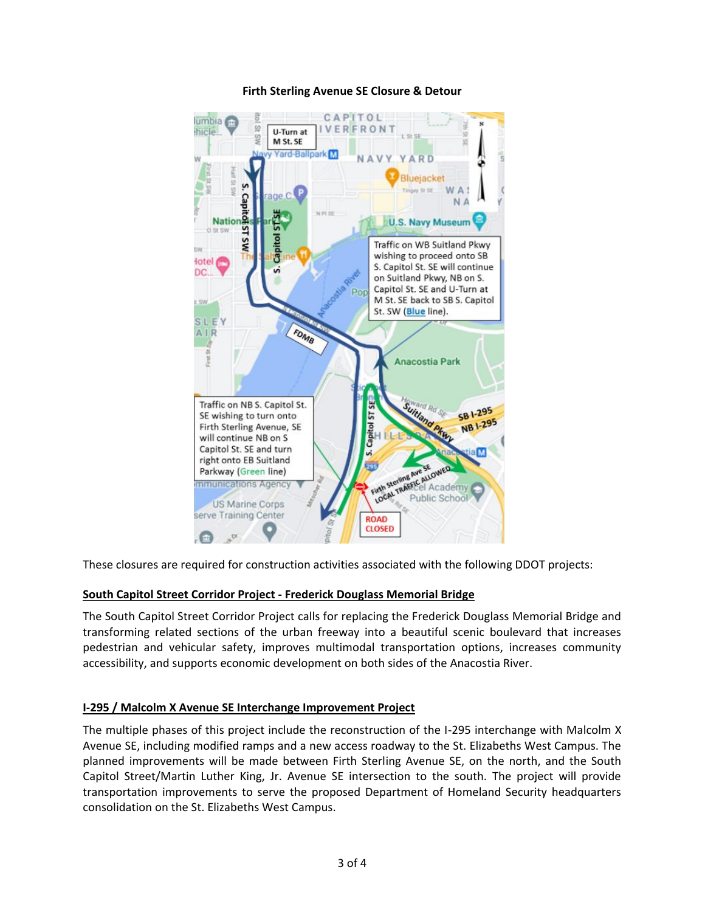**Firth Sterling Avenue SE Closure & Detour**

These closures are required for construction activities associated with the following DDOT projects:

**South Capitol Street Corridor Project - Frederick Douglass Memorial Bridge**

The South Capitol Street Corridor Project calls for replacing the Frederick Douglass Memorial Bridge and transforming related sections of the urban freeway into a beautiful scenic boulevard that increases pedestrian and vehicular safety, improves multimodal transportation options, increases community accessibility, and supports economic development on both sides of the Anacostia River.

**I-295 / Malcolm X Avenue SE Interchange Improvement Project**

The multiple phases of this project include the reconstruction of the I-295 interchange with Malcolm X Avenue SE, including modified ramps and a new access roadway to the St. Elizabeths West Campus. The planned improvements will be made between Firth Sterling Avenue SE, on the north, and the South Capitol Street/Martin Luther King, Jr. Avenue SE intersection to the south. The project will provide transportation improvements to serve the proposed Department of Homeland Security headquarters consolidation on the St. Elizabeths West Campus.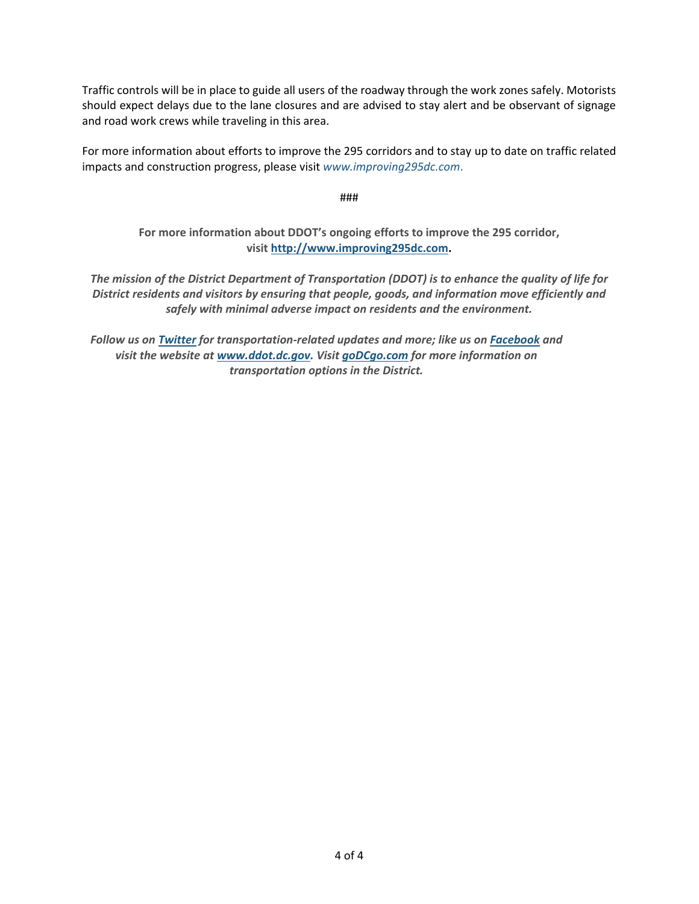Traffic controls will be in place to guide all users of the roadway through the work zones safely. Motorists should expect delays due to the lane closures and are advised to stay alert and be observant of signage and road work crews while traveling in this area.

For more information about efforts to improve the 295 corridors and to stay up to date on traffic related impacts and construction progress, please visit *www.improving295dc.com*.

###

**For more information about DDOT's ongoing efforts to improve the 295 corridor, visit [http://www.improving295dc.com](http://www.improving295dc.com).**

***The mission of the District Department of Transportation (DDOT) is to enhance the quality of life for District residents and visitors by ensuring that people, goods, and information move efficiently and safely with minimal adverse impact on residents and the environment.***

***Follow us on [Twitter](#) for transportation-related updates and more; like us on [Facebook](#) and visit the website at [www.ddot.dc.gov](http://www.ddot.dc.gov). Visit [goDCgo.com](http://goDCgo.com) for more information on transportation options in the District.***